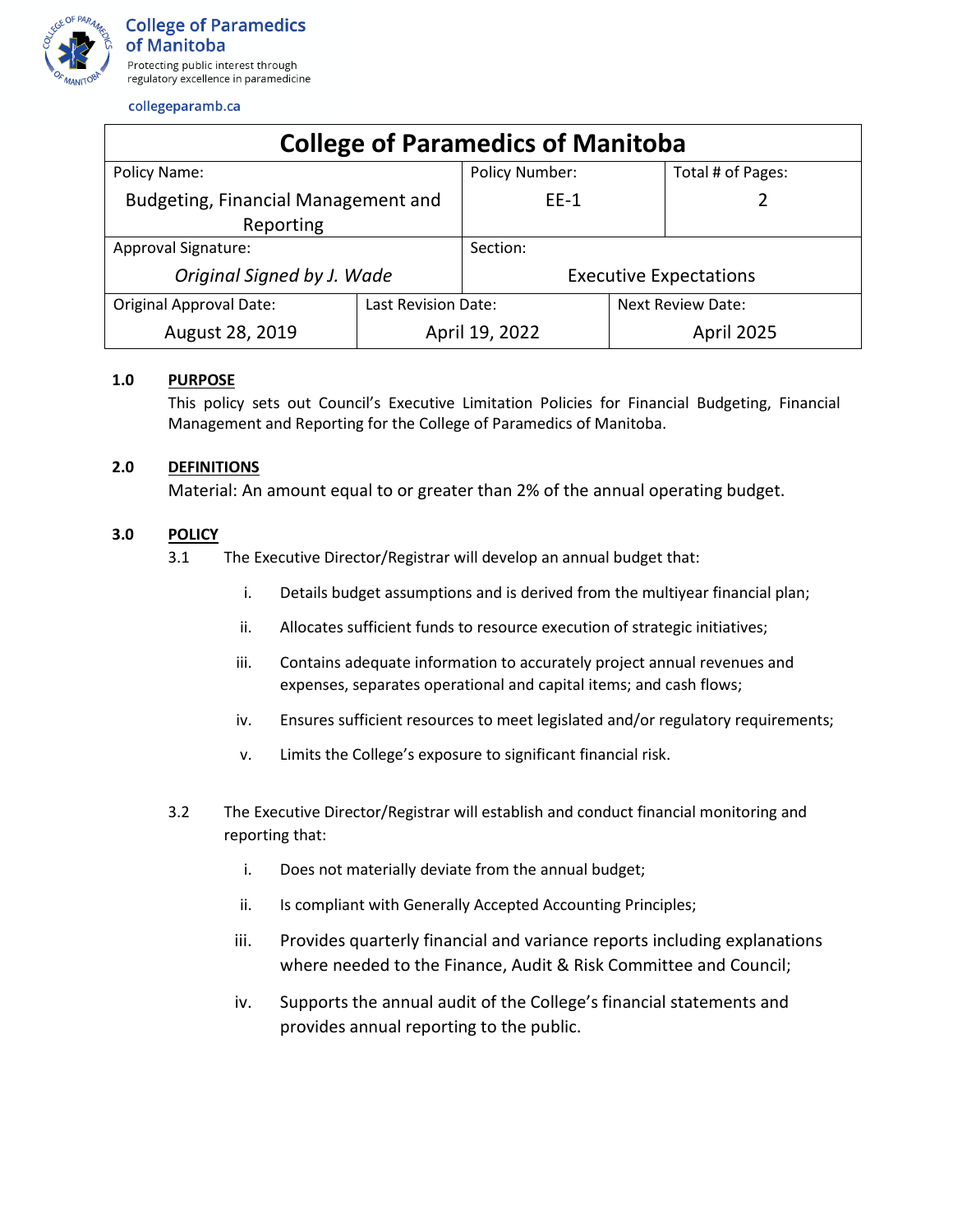College of Paramedics of Manitoba

Protecting public interest through regulatory excellence in paramedicine

collegeparamb.ca

| College of Paramedics of Manitoba | | |
|---|---|---|
| Policy Name: Budgeting, Financial Management and Reporting | Policy Number: EE-1 | Total # of Pages: 2 |
| Approval Signature: *Original Signed by J. Wade* | Section: Executive Expectations | |
| Original Approval Date: August 28, 2019 | Last Revision Date: April 19, 2022 | Next Review Date: April 2025 |

## 1.0 PURPOSE

This policy sets out Council's Executive Limitation Policies for Financial Budgeting, Financial Management and Reporting for the College of Paramedics of Manitoba.

## 2.0 DEFINITIONS

Material: An amount equal to or greater than 2% of the annual operating budget.

## 3.0 POLICY

3.1 The Executive Director/Registrar will develop an annual budget that:

- i. Details budget assumptions and is derived from the multiyear financial plan;
- ii. Allocates sufficient funds to resource execution of strategic initiatives;
- iii. Contains adequate information to accurately project annual revenues and expenses, separates operational and capital items; and cash flows;
- iv. Ensures sufficient resources to meet legislated and/or regulatory requirements;
- v. Limits the College's exposure to significant financial risk.

3.2 The Executive Director/Registrar will establish and conduct financial monitoring and reporting that:

- i. Does not materially deviate from the annual budget;
- ii. Is compliant with Generally Accepted Accounting Principles;
- iii. Provides quarterly financial and variance reports including explanations where needed to the Finance, Audit & Risk Committee and Council;
- iv. Supports the annual audit of the College's financial statements and provides annual reporting to the public.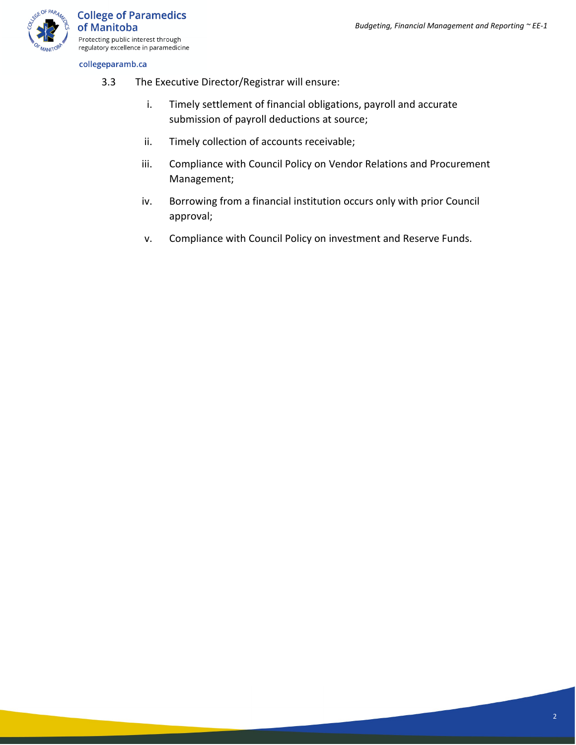3.3 The Executive Director/Registrar will ensure:

i. Timely settlement of financial obligations, payroll and accurate submission of payroll deductions at source;

ii. Timely collection of accounts receivable;

iii. Compliance with Council Policy on Vendor Relations and Procurement Management;

iv. Borrowing from a financial institution occurs only with prior Council approval;

v. Compliance with Council Policy on investment and Reserve Funds.